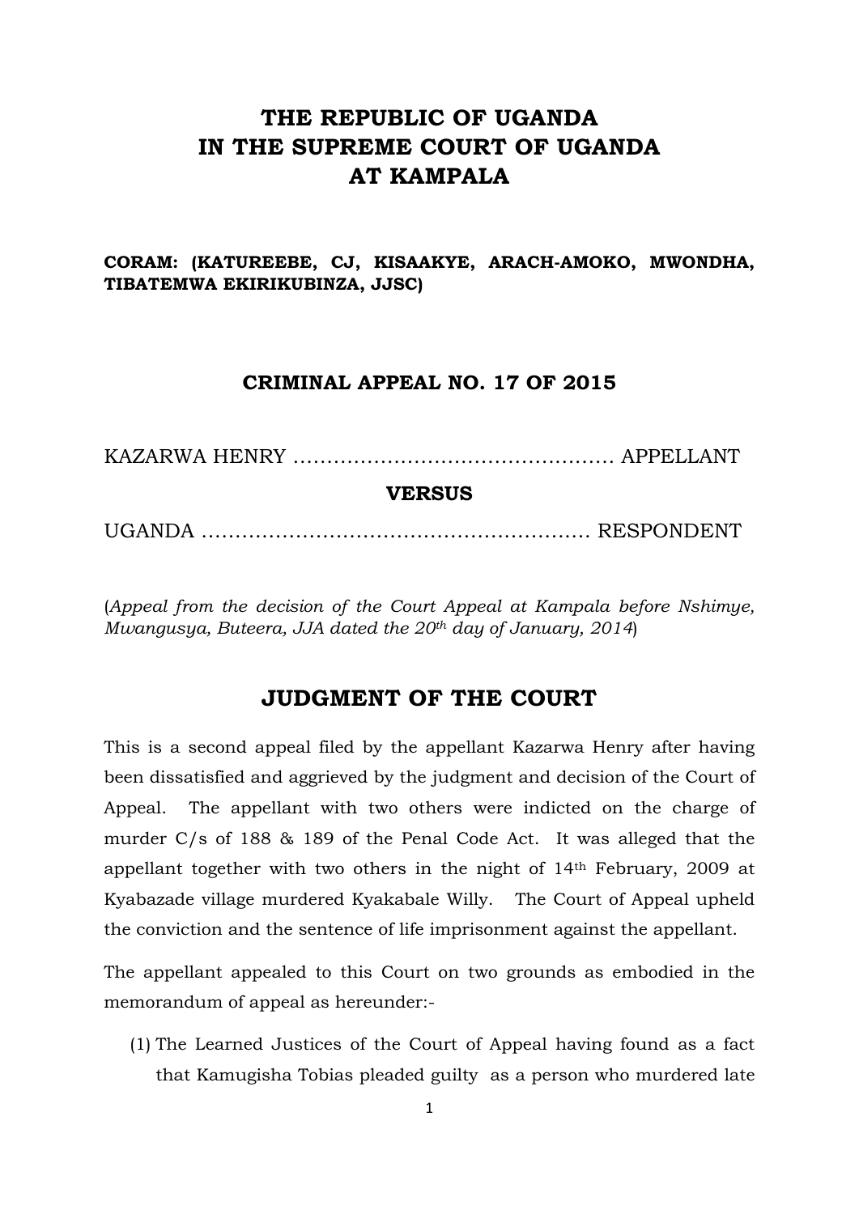# THE REPUBLIC OF UGANDA
# IN THE SUPREME COURT OF UGANDA
# AT KAMPALA

**CORAM: (KATUREEBE, CJ, KISAAKYE, ARACH-AMOKO, MWONDHA, TIBATEMWA EKIRIKUBINZA, JJSC)**

**CRIMINAL APPEAL NO. 17 OF 2015**

KAZARWA HENRY ………………………………………… APPELLANT

**VERSUS**

UGANDA ………………………………………………… RESPONDENT

(*Appeal from the decision of the Court Appeal at Kampala before Nshimye, Mwangusya, Buteera, JJA dated the 20th day of January, 2014*)

## JUDGMENT OF THE COURT

This is a second appeal filed by the appellant Kazarwa Henry after having been dissatisfied and aggrieved by the judgment and decision of the Court of Appeal. The appellant with two others were indicted on the charge of murder C/s of 188 & 189 of the Penal Code Act. It was alleged that the appellant together with two others in the night of 14th February, 2009 at Kyabazade village murdered Kyakabale Willy. The Court of Appeal upheld the conviction and the sentence of life imprisonment against the appellant.

The appellant appealed to this Court on two grounds as embodied in the memorandum of appeal as hereunder:-

(1) The Learned Justices of the Court of Appeal having found as a fact that Kamugisha Tobias pleaded guilty as a person who murdered late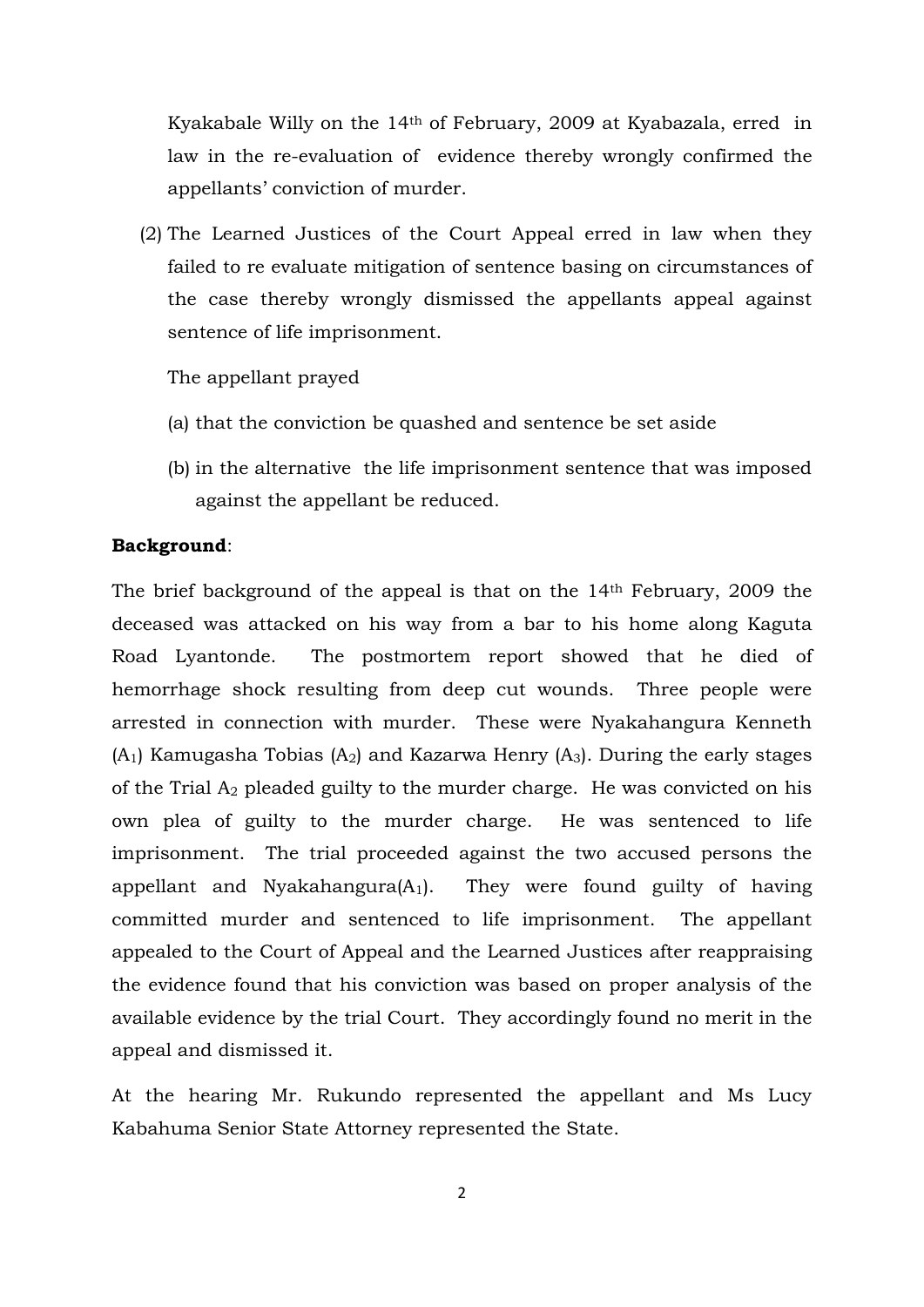Kyakabale Willy on the 14th of February, 2009 at Kyabazala, erred in law in the re-evaluation of evidence thereby wrongly confirmed the appellants' conviction of murder.

(2) The Learned Justices of the Court Appeal erred in law when they failed to re evaluate mitigation of sentence basing on circumstances of the case thereby wrongly dismissed the appellants appeal against sentence of life imprisonment.

The appellant prayed

(a) that the conviction be quashed and sentence be set aside

(b) in the alternative the life imprisonment sentence that was imposed against the appellant be reduced.

**Background**:

The brief background of the appeal is that on the 14th February, 2009 the deceased was attacked on his way from a bar to his home along Kaguta Road Lyantonde. The postmortem report showed that he died of hemorrhage shock resulting from deep cut wounds. Three people were arrested in connection with murder. These were Nyakahangura Kenneth ($A_1$) Kamugasha Tobias ($A_2$) and Kazarwa Henry ($A_3$). During the early stages of the Trial $A_2$ pleaded guilty to the murder charge. He was convicted on his own plea of guilty to the murder charge. He was sentenced to life imprisonment. The trial proceeded against the two accused persons the appellant and Nyakahangura($A_1$). They were found guilty of having committed murder and sentenced to life imprisonment. The appellant appealed to the Court of Appeal and the Learned Justices after reappraising the evidence found that his conviction was based on proper analysis of the available evidence by the trial Court. They accordingly found no merit in the appeal and dismissed it.

At the hearing Mr. Rukundo represented the appellant and Ms Lucy Kabahuma Senior State Attorney represented the State.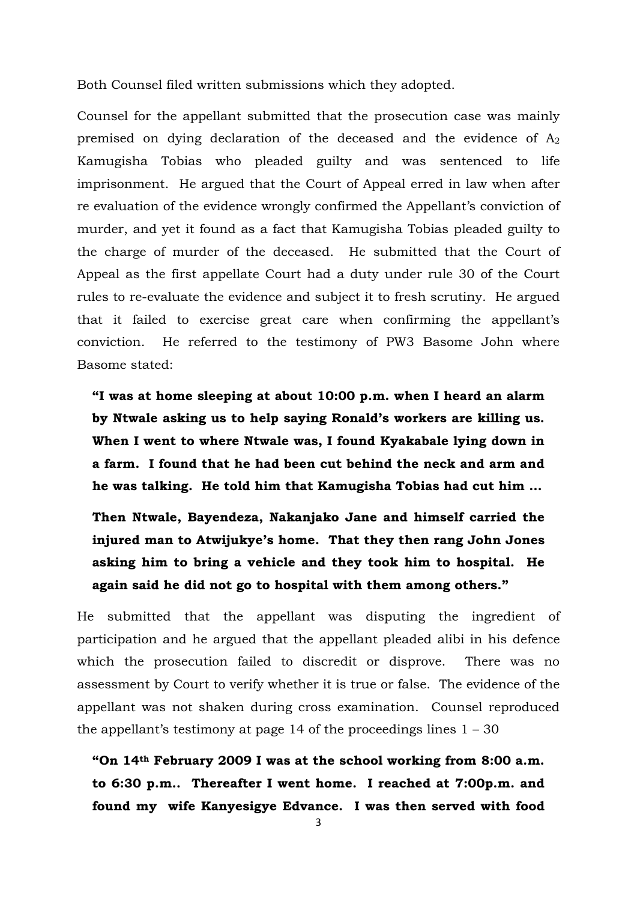Both Counsel filed written submissions which they adopted.

Counsel for the appellant submitted that the prosecution case was mainly premised on dying declaration of the deceased and the evidence of $A_2$ Kamugisha Tobias who pleaded guilty and was sentenced to life imprisonment. He argued that the Court of Appeal erred in law when after re evaluation of the evidence wrongly confirmed the Appellant's conviction of murder, and yet it found as a fact that Kamugisha Tobias pleaded guilty to the charge of murder of the deceased. He submitted that the Court of Appeal as the first appellate Court had a duty under rule 30 of the Court rules to re-evaluate the evidence and subject it to fresh scrutiny. He argued that it failed to exercise great care when confirming the appellant's conviction. He referred to the testimony of PW3 Basome John where Basome stated:

> **"I was at home sleeping at about 10:00 p.m. when I heard an alarm by Ntwale asking us to help saying Ronald's workers are killing us. When I went to where Ntwale was, I found Kyakabale lying down in a farm. I found that he had been cut behind the neck and arm and he was talking. He told him that Kamugisha Tobias had cut him …**
>
> **Then Ntwale, Bayendeza, Nakanjako Jane and himself carried the injured man to Atwijukye's home. That they then rang John Jones asking him to bring a vehicle and they took him to hospital. He again said he did not go to hospital with them among others."**

He submitted that the appellant was disputing the ingredient of participation and he argued that the appellant pleaded alibi in his defence which the prosecution failed to discredit or disprove. There was no assessment by Court to verify whether it is true or false. The evidence of the appellant was not shaken during cross examination. Counsel reproduced the appellant's testimony at page 14 of the proceedings lines 1 – 30

> **"On 14th February 2009 I was at the school working from 8:00 a.m. to 6:30 p.m.. Thereafter I went home. I reached at 7:00p.m. and found my wife Kanyesigye Edvance. I was then served with food**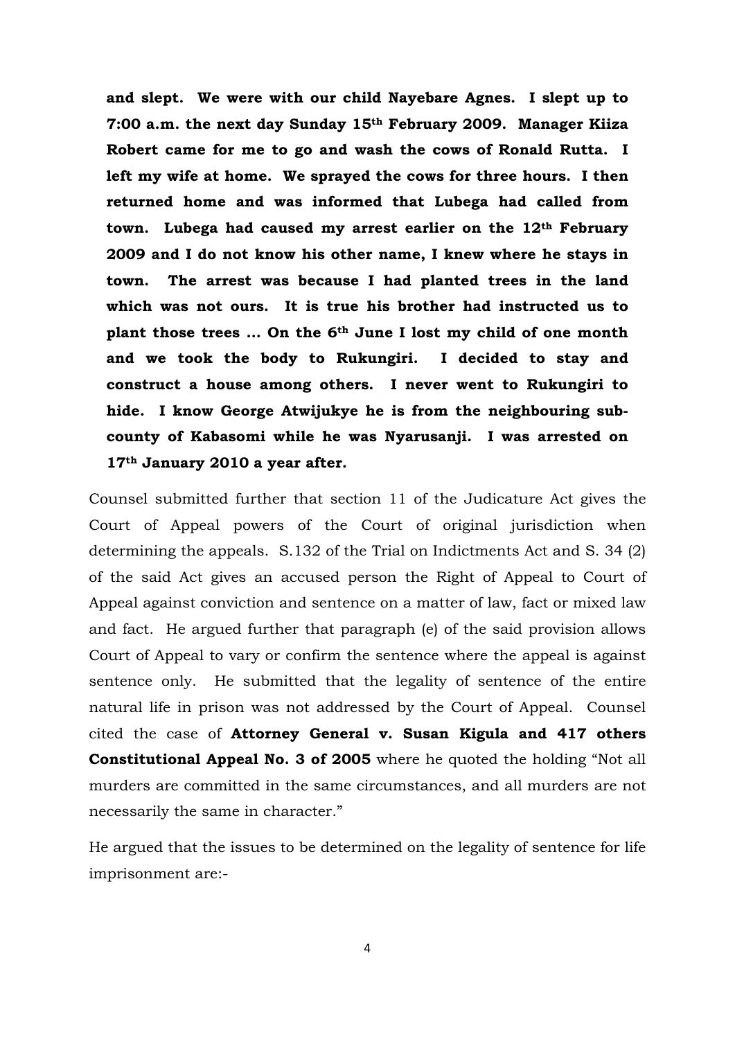**and slept. We were with our child Nayebare Agnes. I slept up to 7:00 a.m. the next day Sunday 15th February 2009. Manager Kiiza Robert came for me to go and wash the cows of Ronald Rutta. I left my wife at home. We sprayed the cows for three hours. I then returned home and was informed that Lubega had called from town. Lubega had caused my arrest earlier on the 12th February 2009 and I do not know his other name, I knew where he stays in town. The arrest was because I had planted trees in the land which was not ours. It is true his brother had instructed us to plant those trees … On the 6th June I lost my child of one month and we took the body to Rukungiri. I decided to stay and construct a house among others. I never went to Rukungiri to hide. I know George Atwijukye he is from the neighbouring sub-county of Kabasomi while he was Nyarusanji. I was arrested on 17th January 2010 a year after.**

Counsel submitted further that section 11 of the Judicature Act gives the Court of Appeal powers of the Court of original jurisdiction when determining the appeals. S.132 of the Trial on Indictments Act and S. 34 (2) of the said Act gives an accused person the Right of Appeal to Court of Appeal against conviction and sentence on a matter of law, fact or mixed law and fact. He argued further that paragraph (e) of the said provision allows Court of Appeal to vary or confirm the sentence where the appeal is against sentence only. He submitted that the legality of sentence of the entire natural life in prison was not addressed by the Court of Appeal. Counsel cited the case of **Attorney General v. Susan Kigula and 417 others Constitutional Appeal No. 3 of 2005** where he quoted the holding "Not all murders are committed in the same circumstances, and all murders are not necessarily the same in character."

He argued that the issues to be determined on the legality of sentence for life imprisonment are:-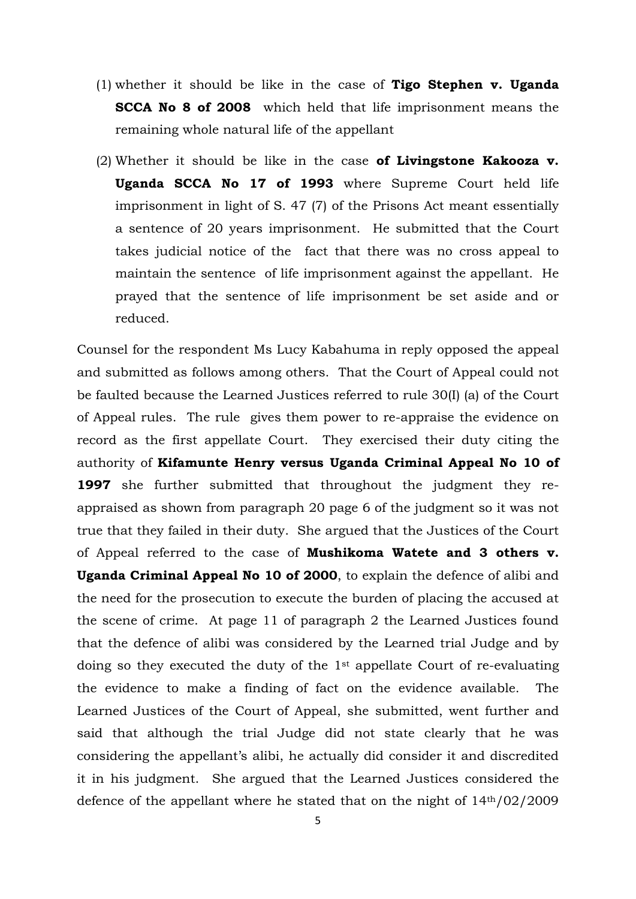(1) whether it should be like in the case of **Tigo Stephen v. Uganda SCCA No 8 of 2008** which held that life imprisonment means the remaining whole natural life of the appellant

(2) Whether it should be like in the case **of Livingstone Kakooza v. Uganda SCCA No 17 of 1993** where Supreme Court held life imprisonment in light of S. 47 (7) of the Prisons Act meant essentially a sentence of 20 years imprisonment. He submitted that the Court takes judicial notice of the fact that there was no cross appeal to maintain the sentence of life imprisonment against the appellant. He prayed that the sentence of life imprisonment be set aside and or reduced.

Counsel for the respondent Ms Lucy Kabahuma in reply opposed the appeal and submitted as follows among others. That the Court of Appeal could not be faulted because the Learned Justices referred to rule 30(I) (a) of the Court of Appeal rules. The rule gives them power to re-appraise the evidence on record as the first appellate Court. They exercised their duty citing the authority of **Kifamunte Henry versus Uganda Criminal Appeal No 10 of 1997** she further submitted that throughout the judgment they re-appraised as shown from paragraph 20 page 6 of the judgment so it was not true that they failed in their duty. She argued that the Justices of the Court of Appeal referred to the case of **Mushikoma Watete and 3 others v. Uganda Criminal Appeal No 10 of 2000**, to explain the defence of alibi and the need for the prosecution to execute the burden of placing the accused at the scene of crime. At page 11 of paragraph 2 the Learned Justices found that the defence of alibi was considered by the Learned trial Judge and by doing so they executed the duty of the 1st appellate Court of re-evaluating the evidence to make a finding of fact on the evidence available. The Learned Justices of the Court of Appeal, she submitted, went further and said that although the trial Judge did not state clearly that he was considering the appellant's alibi, he actually did consider it and discredited it in his judgment. She argued that the Learned Justices considered the defence of the appellant where he stated that on the night of 14th/02/2009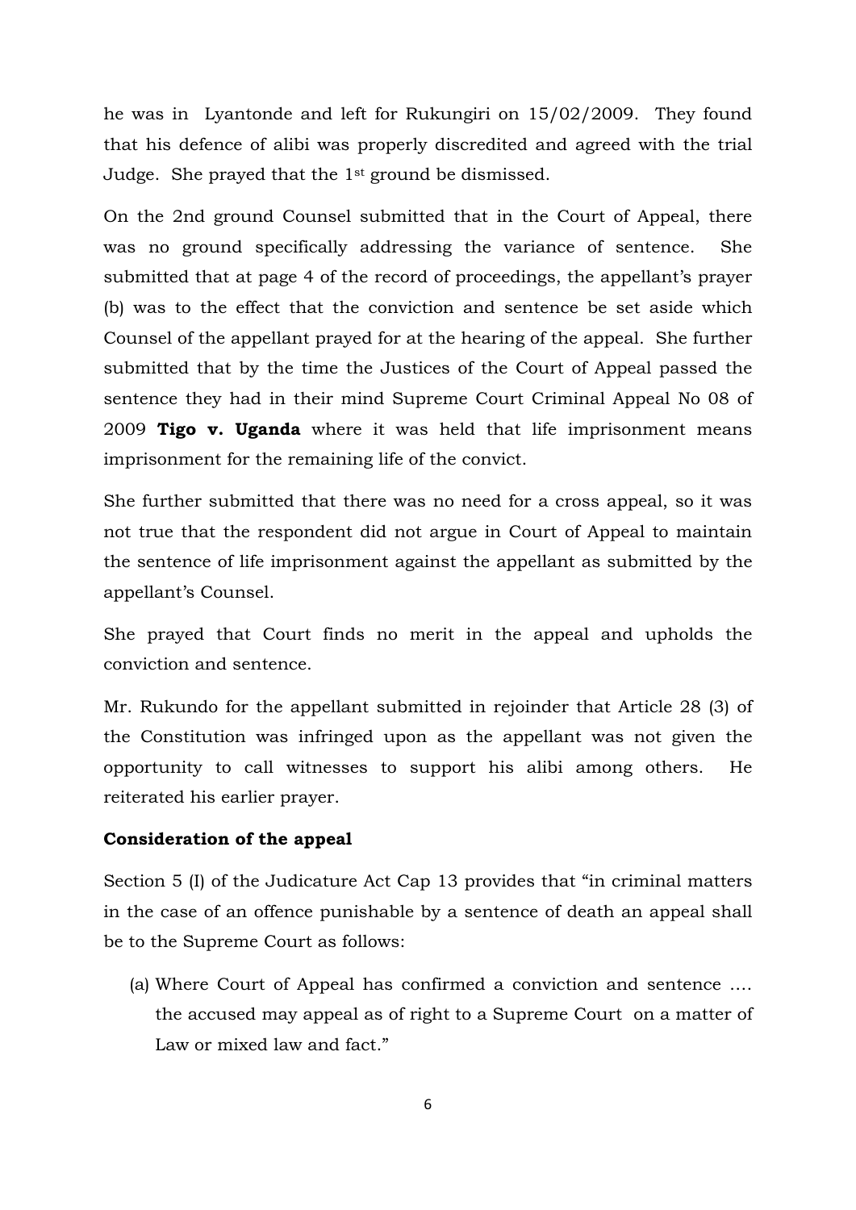he was in Lyantonde and left for Rukungiri on 15/02/2009. They found that his defence of alibi was properly discredited and agreed with the trial Judge. She prayed that the 1st ground be dismissed.

On the 2nd ground Counsel submitted that in the Court of Appeal, there was no ground specifically addressing the variance of sentence. She submitted that at page 4 of the record of proceedings, the appellant's prayer (b) was to the effect that the conviction and sentence be set aside which Counsel of the appellant prayed for at the hearing of the appeal. She further submitted that by the time the Justices of the Court of Appeal passed the sentence they had in their mind Supreme Court Criminal Appeal No 08 of 2009 **Tigo v. Uganda** where it was held that life imprisonment means imprisonment for the remaining life of the convict.

She further submitted that there was no need for a cross appeal, so it was not true that the respondent did not argue in Court of Appeal to maintain the sentence of life imprisonment against the appellant as submitted by the appellant's Counsel.

She prayed that Court finds no merit in the appeal and upholds the conviction and sentence.

Mr. Rukundo for the appellant submitted in rejoinder that Article 28 (3) of the Constitution was infringed upon as the appellant was not given the opportunity to call witnesses to support his alibi among others. He reiterated his earlier prayer.

**Consideration of the appeal**

Section 5 (I) of the Judicature Act Cap 13 provides that "in criminal matters in the case of an offence punishable by a sentence of death an appeal shall be to the Supreme Court as follows:

(a) Where Court of Appeal has confirmed a conviction and sentence …. the accused may appeal as of right to a Supreme Court on a matter of Law or mixed law and fact."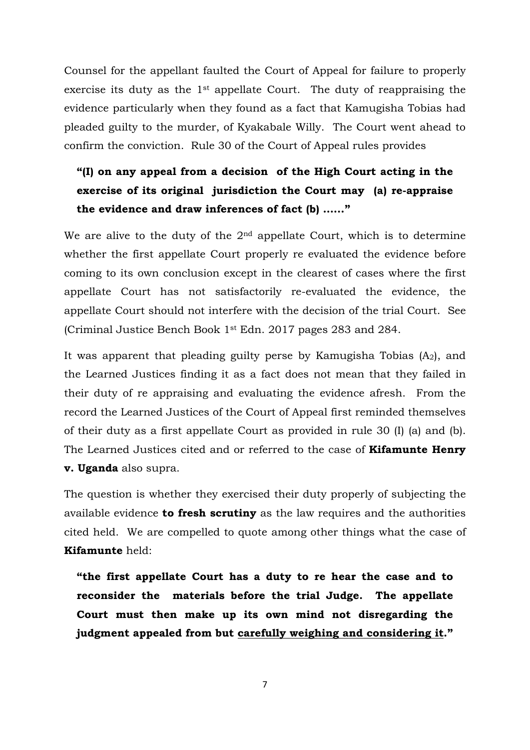Counsel for the appellant faulted the Court of Appeal for failure to properly exercise its duty as the 1st appellate Court. The duty of reappraising the evidence particularly when they found as a fact that Kamugisha Tobias had pleaded guilty to the murder, of Kyakabale Willy. The Court went ahead to confirm the conviction. Rule 30 of the Court of Appeal rules provides

> **"(I) on any appeal from a decision of the High Court acting in the exercise of its original jurisdiction the Court may (a) re-appraise the evidence and draw inferences of fact (b) ……"**

We are alive to the duty of the 2nd appellate Court, which is to determine whether the first appellate Court properly re evaluated the evidence before coming to its own conclusion except in the clearest of cases where the first appellate Court has not satisfactorily re-evaluated the evidence, the appellate Court should not interfere with the decision of the trial Court. See (Criminal Justice Bench Book 1st Edn. 2017 pages 283 and 284.

It was apparent that pleading guilty perse by Kamugisha Tobias ($A_2$), and the Learned Justices finding it as a fact does not mean that they failed in their duty of re appraising and evaluating the evidence afresh. From the record the Learned Justices of the Court of Appeal first reminded themselves of their duty as a first appellate Court as provided in rule 30 (I) (a) and (b). The Learned Justices cited and or referred to the case of **Kifamunte Henry v. Uganda** also supra.

The question is whether they exercised their duty properly of subjecting the available evidence **to fresh scrutiny** as the law requires and the authorities cited held. We are compelled to quote among other things what the case of **Kifamunte** held:

> **"the first appellate Court has a duty to re hear the case and to reconsider the materials before the trial Judge. The appellate Court must then make up its own mind not disregarding the judgment appealed from but <u>carefully weighing and considering it</u>."**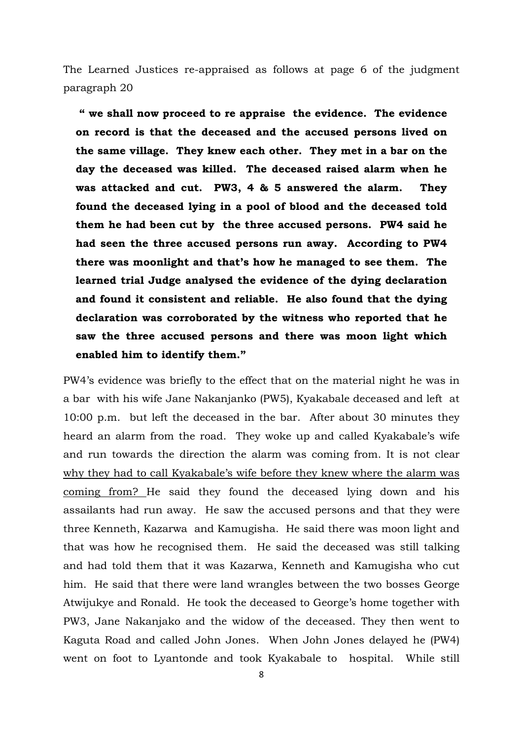The Learned Justices re-appraised as follows at page 6 of the judgment paragraph 20

> **" we shall now proceed to re appraise the evidence. The evidence on record is that the deceased and the accused persons lived on the same village. They knew each other. They met in a bar on the day the deceased was killed. The deceased raised alarm when he was attacked and cut. PW3, 4 & 5 answered the alarm. They found the deceased lying in a pool of blood and the deceased told them he had been cut by the three accused persons. PW4 said he had seen the three accused persons run away. According to PW4 there was moonlight and that's how he managed to see them. The learned trial Judge analysed the evidence of the dying declaration and found it consistent and reliable. He also found that the dying declaration was corroborated by the witness who reported that he saw the three accused persons and there was moon light which enabled him to identify them."**

PW4's evidence was briefly to the effect that on the material night he was in a bar with his wife Jane Nakanjanko (PW5), Kyakabale deceased and left at 10:00 p.m. but left the deceased in the bar. After about 30 minutes they heard an alarm from the road. They woke up and called Kyakabale's wife and run towards the direction the alarm was coming from. It is not clear <u>why they had to call Kyakabale's wife before they knew where the alarm was coming from?</u> He said they found the deceased lying down and his assailants had run away. He saw the accused persons and that they were three Kenneth, Kazarwa and Kamugisha. He said there was moon light and that was how he recognised them. He said the deceased was still talking and had told them that it was Kazarwa, Kenneth and Kamugisha who cut him. He said that there were land wrangles between the two bosses George Atwijukye and Ronald. He took the deceased to George's home together with PW3, Jane Nakanjako and the widow of the deceased. They then went to Kaguta Road and called John Jones. When John Jones delayed he (PW4) went on foot to Lyantonde and took Kyakabale to hospital. While still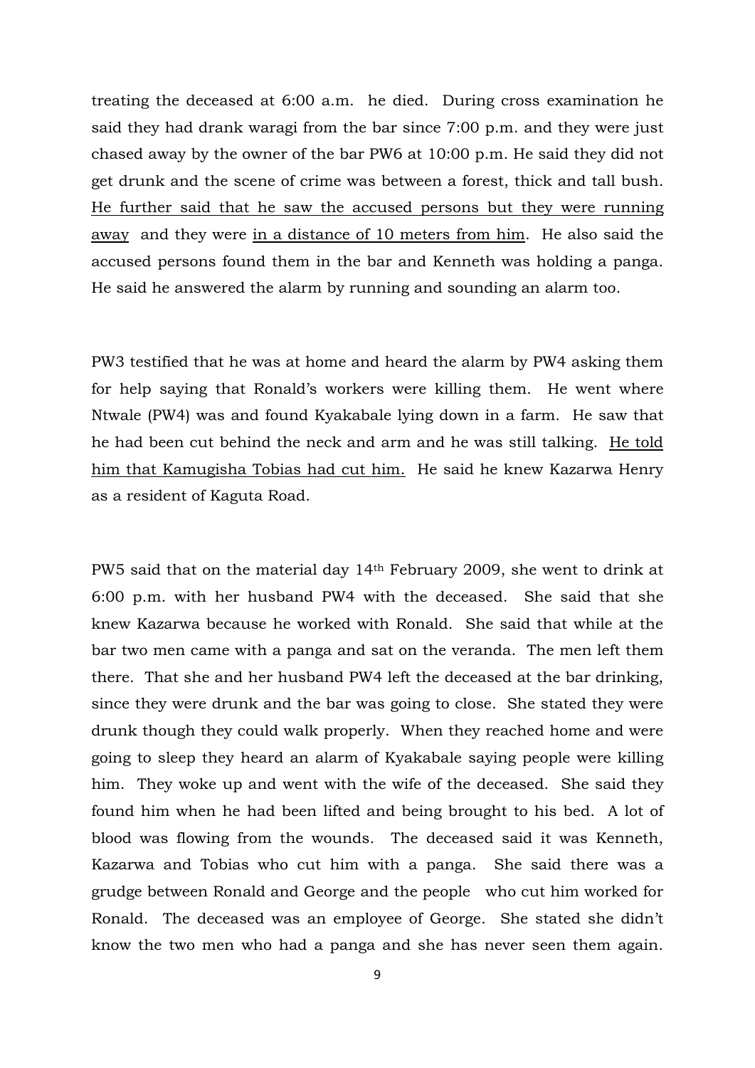treating the deceased at 6:00 a.m. he died. During cross examination he said they had drank waragi from the bar since 7:00 p.m. and they were just chased away by the owner of the bar PW6 at 10:00 p.m. He said they did not get drunk and the scene of crime was between a forest, thick and tall bush. <u>He further said that he saw the accused persons but they were running away</u> and they were <u>in a distance of 10 meters from him</u>. He also said the accused persons found them in the bar and Kenneth was holding a panga. He said he answered the alarm by running and sounding an alarm too.

PW3 testified that he was at home and heard the alarm by PW4 asking them for help saying that Ronald's workers were killing them. He went where Ntwale (PW4) was and found Kyakabale lying down in a farm. He saw that he had been cut behind the neck and arm and he was still talking. <u>He told him that Kamugisha Tobias had cut him.</u> He said he knew Kazarwa Henry as a resident of Kaguta Road.

PW5 said that on the material day 14th February 2009, she went to drink at 6:00 p.m. with her husband PW4 with the deceased. She said that she knew Kazarwa because he worked with Ronald. She said that while at the bar two men came with a panga and sat on the veranda. The men left them there. That she and her husband PW4 left the deceased at the bar drinking, since they were drunk and the bar was going to close. She stated they were drunk though they could walk properly. When they reached home and were going to sleep they heard an alarm of Kyakabale saying people were killing him. They woke up and went with the wife of the deceased. She said they found him when he had been lifted and being brought to his bed. A lot of blood was flowing from the wounds. The deceased said it was Kenneth, Kazarwa and Tobias who cut him with a panga. She said there was a grudge between Ronald and George and the people who cut him worked for Ronald. The deceased was an employee of George. She stated she didn't know the two men who had a panga and she has never seen them again.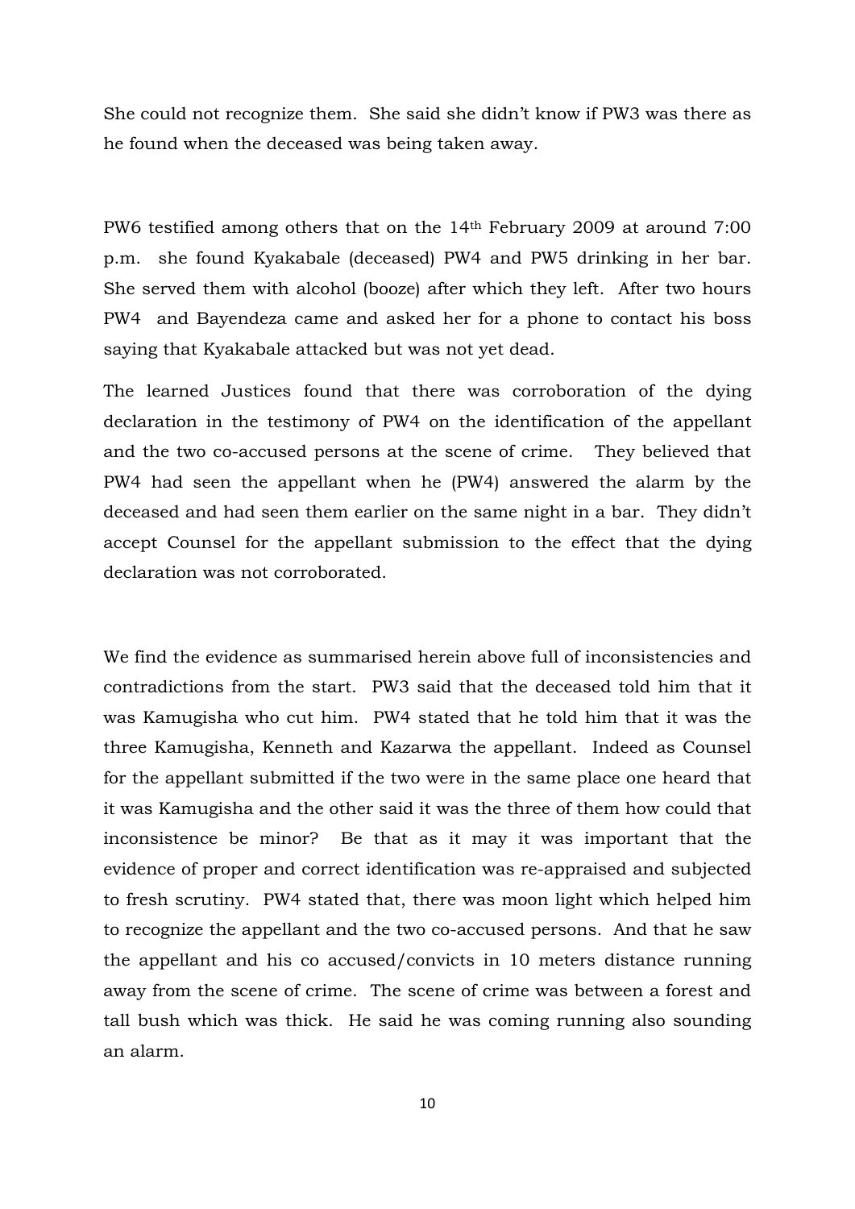She could not recognize them. She said she didn't know if PW3 was there as he found when the deceased was being taken away.

PW6 testified among others that on the 14th February 2009 at around 7:00 p.m. she found Kyakabale (deceased) PW4 and PW5 drinking in her bar. She served them with alcohol (booze) after which they left. After two hours PW4 and Bayendeza came and asked her for a phone to contact his boss saying that Kyakabale attacked but was not yet dead.

The learned Justices found that there was corroboration of the dying declaration in the testimony of PW4 on the identification of the appellant and the two co-accused persons at the scene of crime. They believed that PW4 had seen the appellant when he (PW4) answered the alarm by the deceased and had seen them earlier on the same night in a bar. They didn't accept Counsel for the appellant submission to the effect that the dying declaration was not corroborated.

We find the evidence as summarised herein above full of inconsistencies and contradictions from the start. PW3 said that the deceased told him that it was Kamugisha who cut him. PW4 stated that he told him that it was the three Kamugisha, Kenneth and Kazarwa the appellant. Indeed as Counsel for the appellant submitted if the two were in the same place one heard that it was Kamugisha and the other said it was the three of them how could that inconsistence be minor? Be that as it may it was important that the evidence of proper and correct identification was re-appraised and subjected to fresh scrutiny. PW4 stated that, there was moon light which helped him to recognize the appellant and the two co-accused persons. And that he saw the appellant and his co accused/convicts in 10 meters distance running away from the scene of crime. The scene of crime was between a forest and tall bush which was thick. He said he was coming running also sounding an alarm.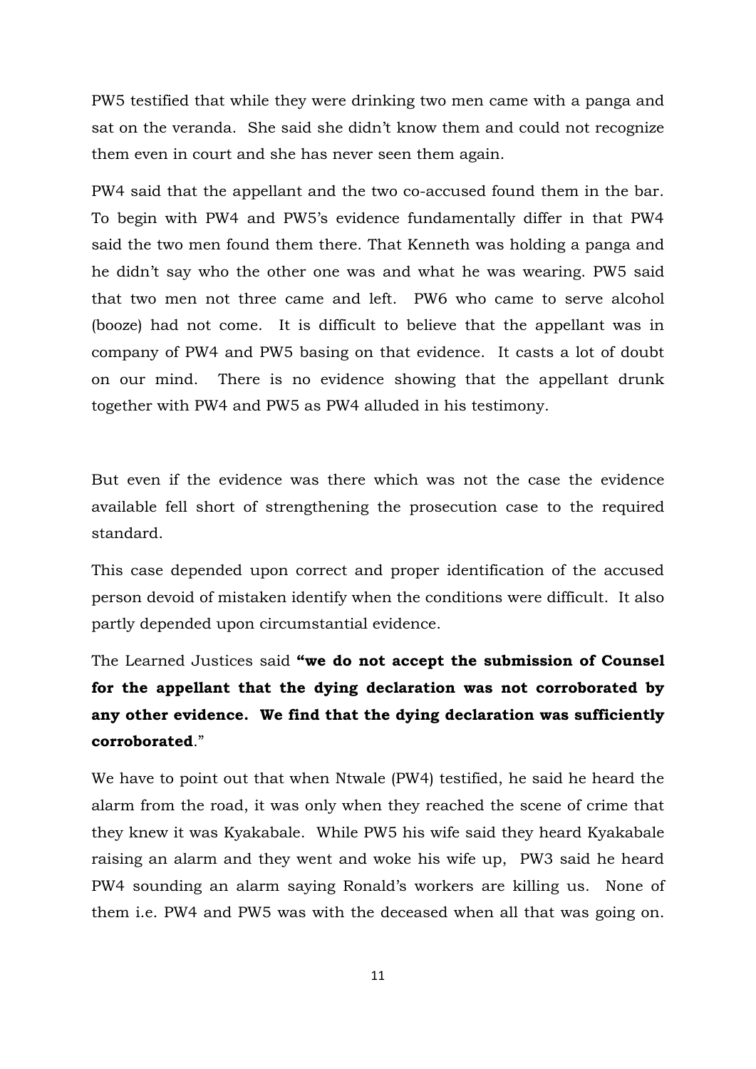PW5 testified that while they were drinking two men came with a panga and sat on the veranda. She said she didn't know them and could not recognize them even in court and she has never seen them again.

PW4 said that the appellant and the two co-accused found them in the bar. To begin with PW4 and PW5's evidence fundamentally differ in that PW4 said the two men found them there. That Kenneth was holding a panga and he didn't say who the other one was and what he was wearing. PW5 said that two men not three came and left. PW6 who came to serve alcohol (booze) had not come. It is difficult to believe that the appellant was in company of PW4 and PW5 basing on that evidence. It casts a lot of doubt on our mind. There is no evidence showing that the appellant drunk together with PW4 and PW5 as PW4 alluded in his testimony.

But even if the evidence was there which was not the case the evidence available fell short of strengthening the prosecution case to the required standard.

This case depended upon correct and proper identification of the accused person devoid of mistaken identify when the conditions were difficult. It also partly depended upon circumstantial evidence.

The Learned Justices said **"we do not accept the submission of Counsel for the appellant that the dying declaration was not corroborated by any other evidence. We find that the dying declaration was sufficiently corroborated**."

We have to point out that when Ntwale (PW4) testified, he said he heard the alarm from the road, it was only when they reached the scene of crime that they knew it was Kyakabale. While PW5 his wife said they heard Kyakabale raising an alarm and they went and woke his wife up, PW3 said he heard PW4 sounding an alarm saying Ronald's workers are killing us. None of them i.e. PW4 and PW5 was with the deceased when all that was going on.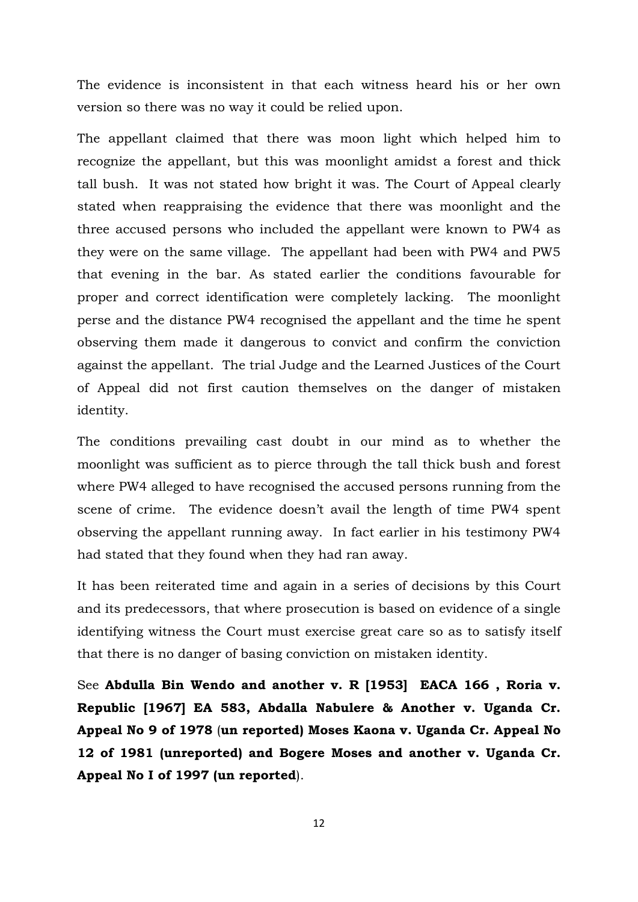The evidence is inconsistent in that each witness heard his or her own version so there was no way it could be relied upon.

The appellant claimed that there was moon light which helped him to recognize the appellant, but this was moonlight amidst a forest and thick tall bush. It was not stated how bright it was. The Court of Appeal clearly stated when reappraising the evidence that there was moonlight and the three accused persons who included the appellant were known to PW4 as they were on the same village. The appellant had been with PW4 and PW5 that evening in the bar. As stated earlier the conditions favourable for proper and correct identification were completely lacking. The moonlight perse and the distance PW4 recognised the appellant and the time he spent observing them made it dangerous to convict and confirm the conviction against the appellant. The trial Judge and the Learned Justices of the Court of Appeal did not first caution themselves on the danger of mistaken identity.

The conditions prevailing cast doubt in our mind as to whether the moonlight was sufficient as to pierce through the tall thick bush and forest where PW4 alleged to have recognised the accused persons running from the scene of crime. The evidence doesn't avail the length of time PW4 spent observing the appellant running away. In fact earlier in his testimony PW4 had stated that they found when they had ran away.

It has been reiterated time and again in a series of decisions by this Court and its predecessors, that where prosecution is based on evidence of a single identifying witness the Court must exercise great care so as to satisfy itself that there is no danger of basing conviction on mistaken identity.

See **Abdulla Bin Wendo and another v. R [1953] EACA 166 , Roria v. Republic [1967] EA 583, Abdalla Nabulere & Another v. Uganda Cr. Appeal No 9 of 1978** (**un reported) Moses Kaona v. Uganda Cr. Appeal No 12 of 1981 (unreported) and Bogere Moses and another v. Uganda Cr. Appeal No I of 1997 (un reported**).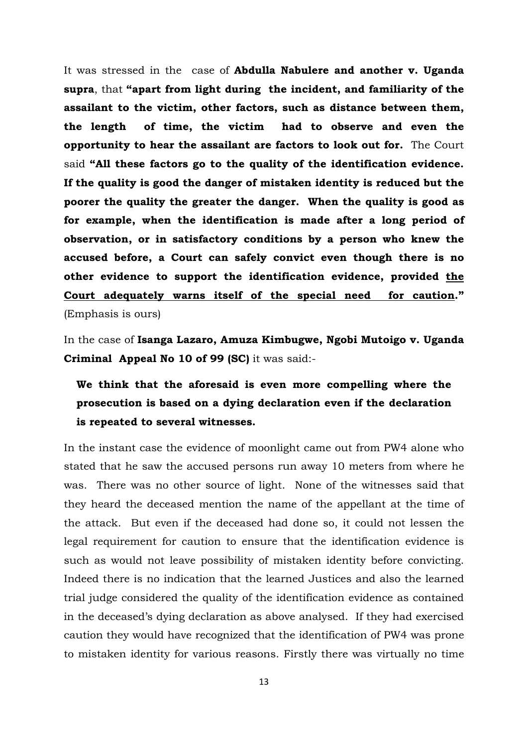It was stressed in the case of **Abdulla Nabulere and another v. Uganda supra**, that **"apart from light during the incident, and familiarity of the assailant to the victim, other factors, such as distance between them, the length of time, the victim had to observe and even the opportunity to hear the assailant are factors to look out for.** The Court said **"All these factors go to the quality of the identification evidence. If the quality is good the danger of mistaken identity is reduced but the poorer the quality the greater the danger. When the quality is good as for example, when the identification is made after a long period of observation, or in satisfactory conditions by a person who knew the accused before, a Court can safely convict even though there is no other evidence to support the identification evidence, provided <u>the Court adequately warns itself of the special need for caution</u>."** (Emphasis is ours)

In the case of **Isanga Lazaro, Amuza Kimbugwe, Ngobi Mutoigo v. Uganda Criminal Appeal No 10 of 99 (SC)** it was said:-

> **We think that the aforesaid is even more compelling where the prosecution is based on a dying declaration even if the declaration is repeated to several witnesses.**

In the instant case the evidence of moonlight came out from PW4 alone who stated that he saw the accused persons run away 10 meters from where he was. There was no other source of light. None of the witnesses said that they heard the deceased mention the name of the appellant at the time of the attack. But even if the deceased had done so, it could not lessen the legal requirement for caution to ensure that the identification evidence is such as would not leave possibility of mistaken identity before convicting. Indeed there is no indication that the learned Justices and also the learned trial judge considered the quality of the identification evidence as contained in the deceased's dying declaration as above analysed. If they had exercised caution they would have recognized that the identification of PW4 was prone to mistaken identity for various reasons. Firstly there was virtually no time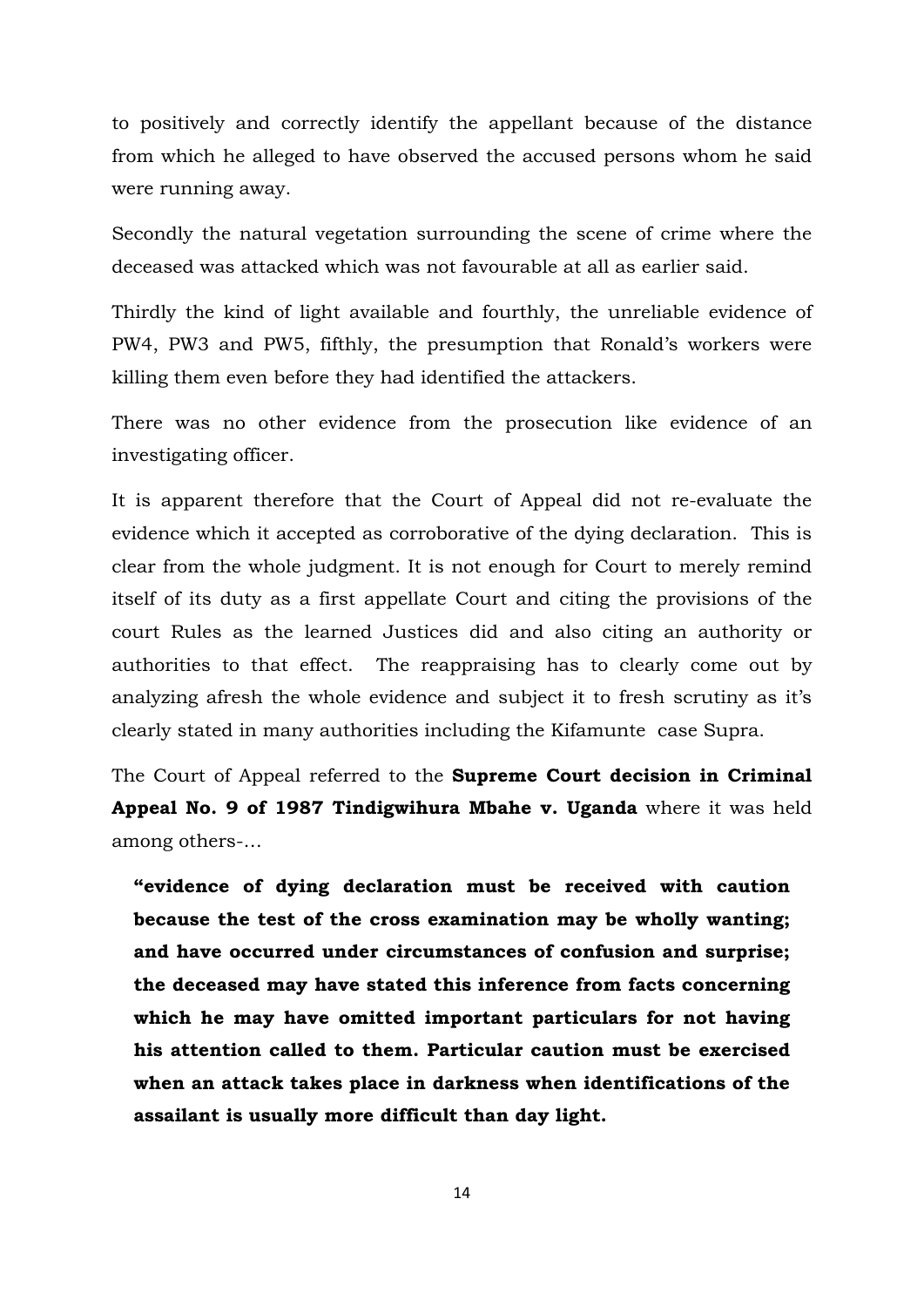to positively and correctly identify the appellant because of the distance from which he alleged to have observed the accused persons whom he said were running away.

Secondly the natural vegetation surrounding the scene of crime where the deceased was attacked which was not favourable at all as earlier said.

Thirdly the kind of light available and fourthly, the unreliable evidence of PW4, PW3 and PW5, fifthly, the presumption that Ronald's workers were killing them even before they had identified the attackers.

There was no other evidence from the prosecution like evidence of an investigating officer.

It is apparent therefore that the Court of Appeal did not re-evaluate the evidence which it accepted as corroborative of the dying declaration. This is clear from the whole judgment. It is not enough for Court to merely remind itself of its duty as a first appellate Court and citing the provisions of the court Rules as the learned Justices did and also citing an authority or authorities to that effect. The reappraising has to clearly come out by analyzing afresh the whole evidence and subject it to fresh scrutiny as it's clearly stated in many authorities including the Kifamunte case Supra.

The Court of Appeal referred to the **Supreme Court decision in Criminal Appeal No. 9 of 1987 Tindigwihura Mbahe v. Uganda** where it was held among others-…

> **"evidence of dying declaration must be received with caution because the test of the cross examination may be wholly wanting; and have occurred under circumstances of confusion and surprise; the deceased may have stated this inference from facts concerning which he may have omitted important particulars for not having his attention called to them. Particular caution must be exercised when an attack takes place in darkness when identifications of the assailant is usually more difficult than day light.**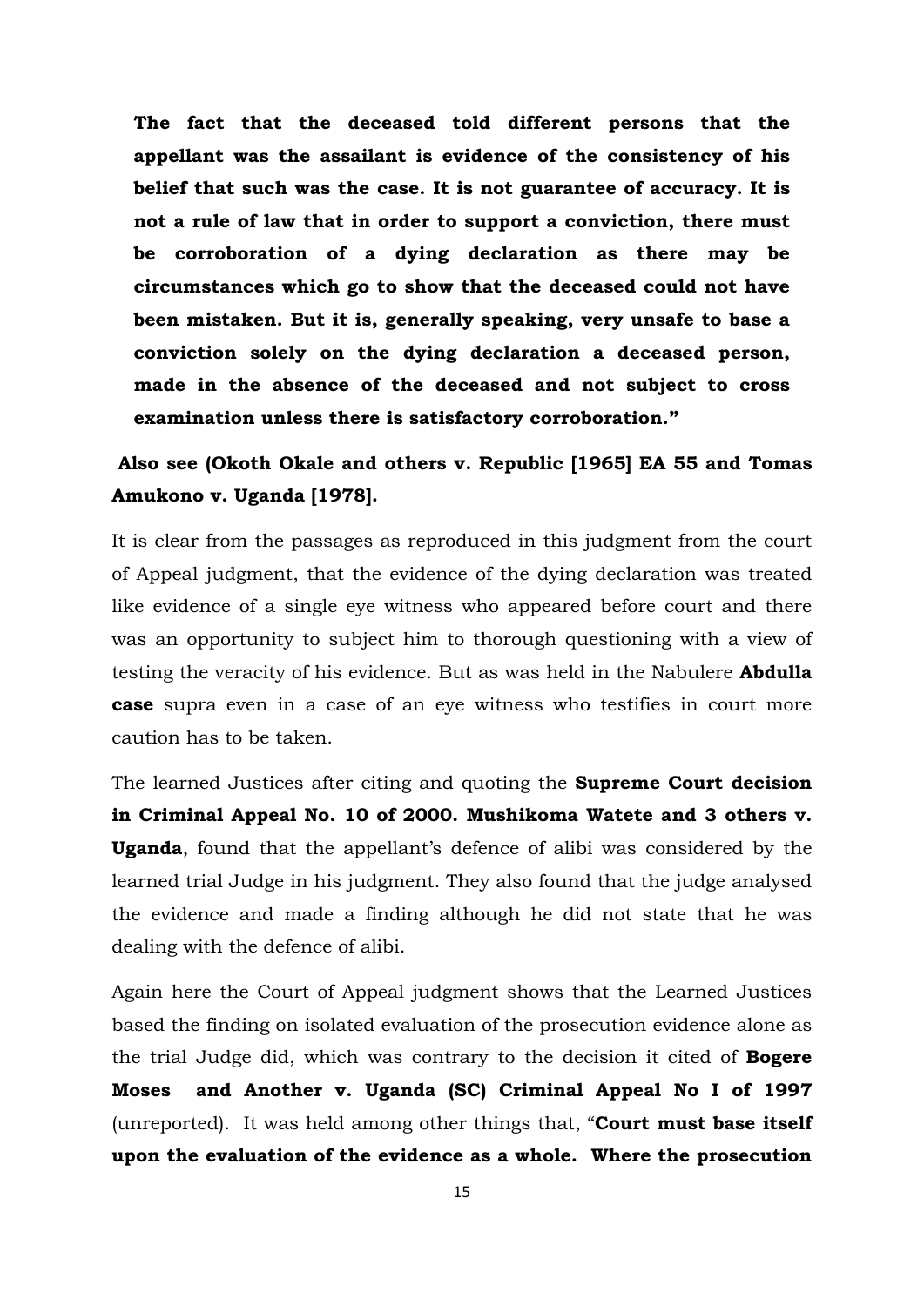**The fact that the deceased told different persons that the appellant was the assailant is evidence of the consistency of his belief that such was the case. It is not guarantee of accuracy. It is not a rule of law that in order to support a conviction, there must be corroboration of a dying declaration as there may be circumstances which go to show that the deceased could not have been mistaken. But it is, generally speaking, very unsafe to base a conviction solely on the dying declaration a deceased person, made in the absence of the deceased and not subject to cross examination unless there is satisfactory corroboration."**

**Also see (Okoth Okale and others v. Republic [1965] EA 55 and Tomas Amukono v. Uganda [1978].**

It is clear from the passages as reproduced in this judgment from the court of Appeal judgment, that the evidence of the dying declaration was treated like evidence of a single eye witness who appeared before court and there was an opportunity to subject him to thorough questioning with a view of testing the veracity of his evidence. But as was held in the Nabulere **Abdulla case** supra even in a case of an eye witness who testifies in court more caution has to be taken.

The learned Justices after citing and quoting the **Supreme Court decision in Criminal Appeal No. 10 of 2000. Mushikoma Watete and 3 others v. Uganda**, found that the appellant's defence of alibi was considered by the learned trial Judge in his judgment. They also found that the judge analysed the evidence and made a finding although he did not state that he was dealing with the defence of alibi.

Again here the Court of Appeal judgment shows that the Learned Justices based the finding on isolated evaluation of the prosecution evidence alone as the trial Judge did, which was contrary to the decision it cited of **Bogere Moses and Another v. Uganda (SC) Criminal Appeal No I of 1997** (unreported). It was held among other things that, "**Court must base itself upon the evaluation of the evidence as a whole. Where the prosecution**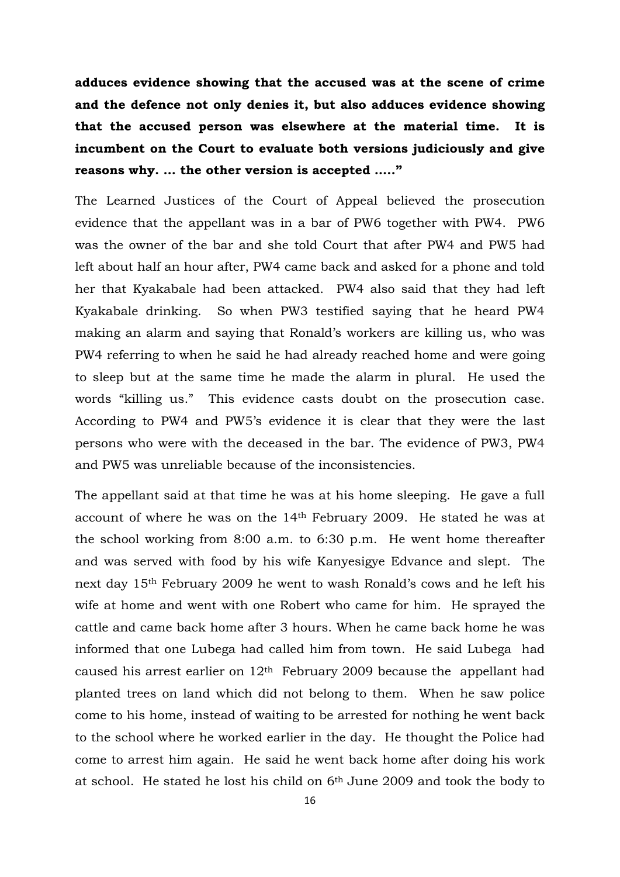**adduces evidence showing that the accused was at the scene of crime and the defence not only denies it, but also adduces evidence showing that the accused person was elsewhere at the material time. It is incumbent on the Court to evaluate both versions judiciously and give reasons why. … the other version is accepted …..”**

The Learned Justices of the Court of Appeal believed the prosecution evidence that the appellant was in a bar of PW6 together with PW4. PW6 was the owner of the bar and she told Court that after PW4 and PW5 had left about half an hour after, PW4 came back and asked for a phone and told her that Kyakabale had been attacked. PW4 also said that they had left Kyakabale drinking. So when PW3 testified saying that he heard PW4 making an alarm and saying that Ronald's workers are killing us, who was PW4 referring to when he said he had already reached home and were going to sleep but at the same time he made the alarm in plural. He used the words "killing us." This evidence casts doubt on the prosecution case. According to PW4 and PW5's evidence it is clear that they were the last persons who were with the deceased in the bar. The evidence of PW3, PW4 and PW5 was unreliable because of the inconsistencies.

The appellant said at that time he was at his home sleeping. He gave a full account of where he was on the 14th February 2009. He stated he was at the school working from 8:00 a.m. to 6:30 p.m. He went home thereafter and was served with food by his wife Kanyesigye Edvance and slept. The next day 15th February 2009 he went to wash Ronald's cows and he left his wife at home and went with one Robert who came for him. He sprayed the cattle and came back home after 3 hours. When he came back home he was informed that one Lubega had called him from town. He said Lubega had caused his arrest earlier on 12th February 2009 because the appellant had planted trees on land which did not belong to them. When he saw police come to his home, instead of waiting to be arrested for nothing he went back to the school where he worked earlier in the day. He thought the Police had come to arrest him again. He said he went back home after doing his work at school. He stated he lost his child on 6th June 2009 and took the body to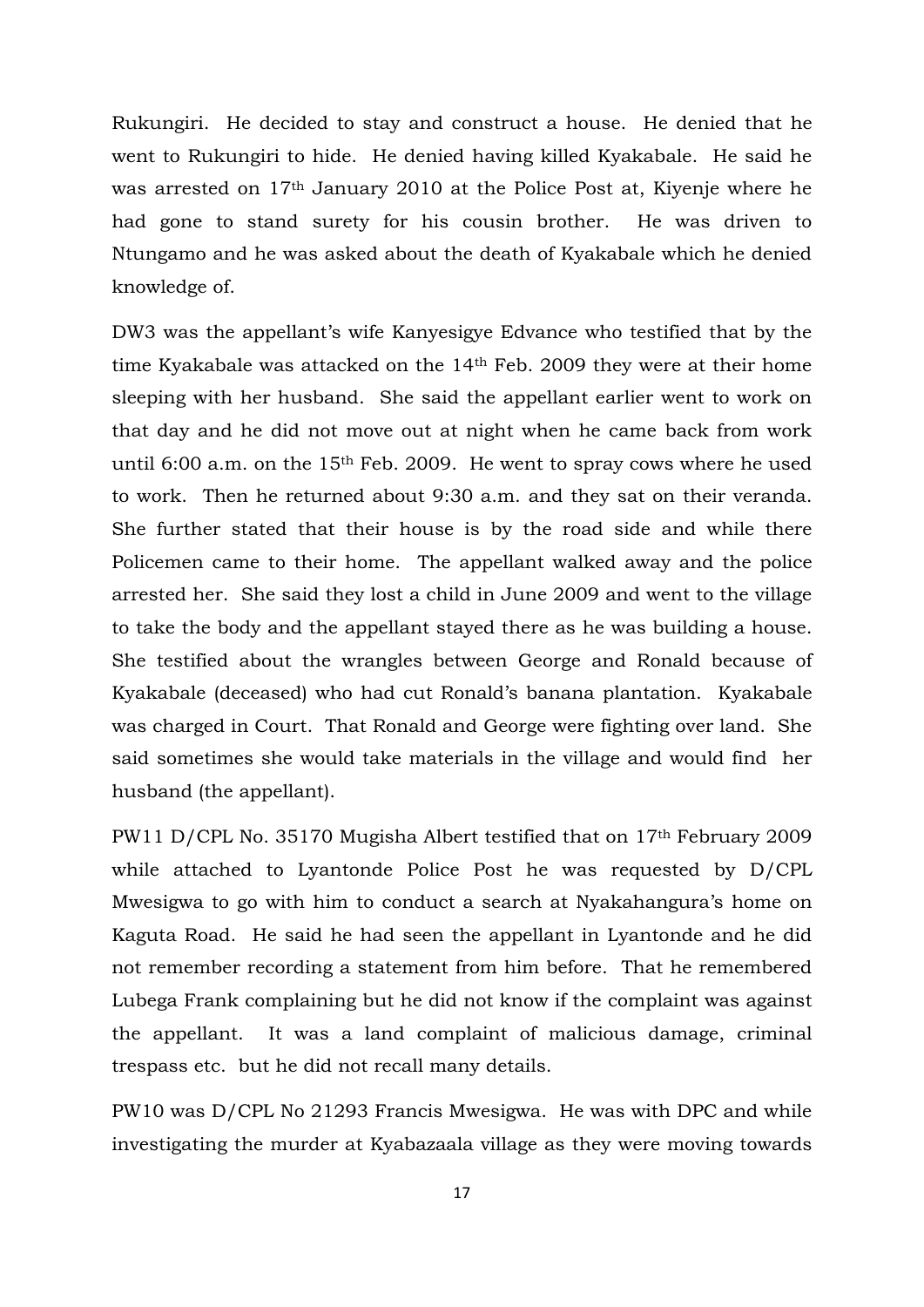Rukungiri. He decided to stay and construct a house. He denied that he went to Rukungiri to hide. He denied having killed Kyakabale. He said he was arrested on 17th January 2010 at the Police Post at, Kiyenje where he had gone to stand surety for his cousin brother. He was driven to Ntungamo and he was asked about the death of Kyakabale which he denied knowledge of.

DW3 was the appellant's wife Kanyesigye Edvance who testified that by the time Kyakabale was attacked on the 14th Feb. 2009 they were at their home sleeping with her husband. She said the appellant earlier went to work on that day and he did not move out at night when he came back from work until 6:00 a.m. on the 15th Feb. 2009. He went to spray cows where he used to work. Then he returned about 9:30 a.m. and they sat on their veranda. She further stated that their house is by the road side and while there Policemen came to their home. The appellant walked away and the police arrested her. She said they lost a child in June 2009 and went to the village to take the body and the appellant stayed there as he was building a house. She testified about the wrangles between George and Ronald because of Kyakabale (deceased) who had cut Ronald's banana plantation. Kyakabale was charged in Court. That Ronald and George were fighting over land. She said sometimes she would take materials in the village and would find her husband (the appellant).

PW11 D/CPL No. 35170 Mugisha Albert testified that on 17th February 2009 while attached to Lyantonde Police Post he was requested by D/CPL Mwesigwa to go with him to conduct a search at Nyakahangura's home on Kaguta Road. He said he had seen the appellant in Lyantonde and he did not remember recording a statement from him before. That he remembered Lubega Frank complaining but he did not know if the complaint was against the appellant. It was a land complaint of malicious damage, criminal trespass etc. but he did not recall many details.

PW10 was D/CPL No 21293 Francis Mwesigwa. He was with DPC and while investigating the murder at Kyabazaala village as they were moving towards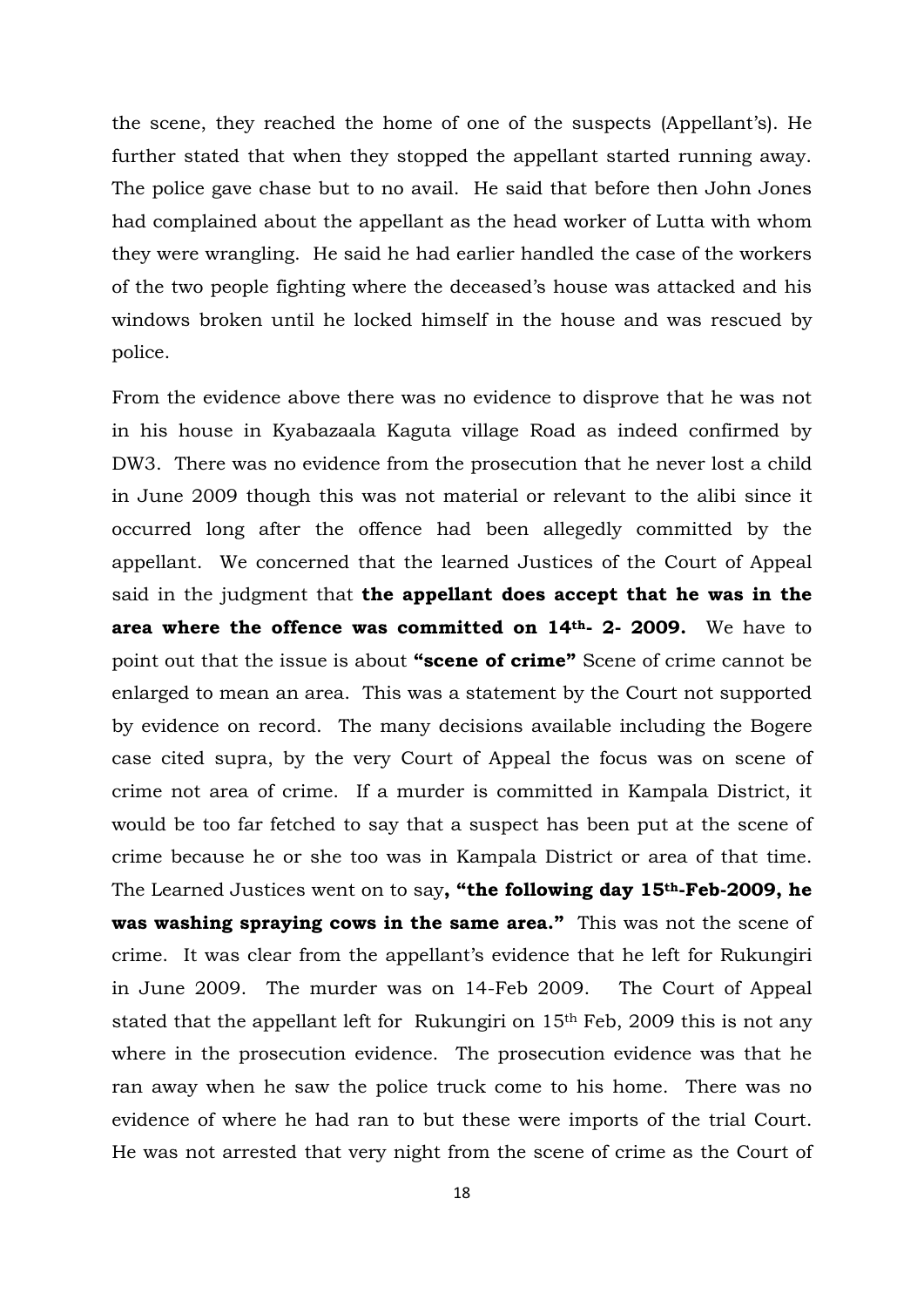the scene, they reached the home of one of the suspects (Appellant's). He further stated that when they stopped the appellant started running away. The police gave chase but to no avail. He said that before then John Jones had complained about the appellant as the head worker of Lutta with whom they were wrangling. He said he had earlier handled the case of the workers of the two people fighting where the deceased's house was attacked and his windows broken until he locked himself in the house and was rescued by police.

From the evidence above there was no evidence to disprove that he was not in his house in Kyabazaala Kaguta village Road as indeed confirmed by DW3. There was no evidence from the prosecution that he never lost a child in June 2009 though this was not material or relevant to the alibi since it occurred long after the offence had been allegedly committed by the appellant. We concerned that the learned Justices of the Court of Appeal said in the judgment that **the appellant does accept that he was in the area where the offence was committed on 14th- 2- 2009.** We have to point out that the issue is about **"scene of crime"** Scene of crime cannot be enlarged to mean an area. This was a statement by the Court not supported by evidence on record. The many decisions available including the Bogere case cited supra, by the very Court of Appeal the focus was on scene of crime not area of crime. If a murder is committed in Kampala District, it would be too far fetched to say that a suspect has been put at the scene of crime because he or she too was in Kampala District or area of that time. The Learned Justices went on to say**, "the following day 15th-Feb-2009, he was washing spraying cows in the same area."** This was not the scene of crime. It was clear from the appellant's evidence that he left for Rukungiri in June 2009. The murder was on 14-Feb 2009. The Court of Appeal stated that the appellant left for Rukungiri on 15th Feb, 2009 this is not any where in the prosecution evidence. The prosecution evidence was that he ran away when he saw the police truck come to his home. There was no evidence of where he had ran to but these were imports of the trial Court. He was not arrested that very night from the scene of crime as the Court of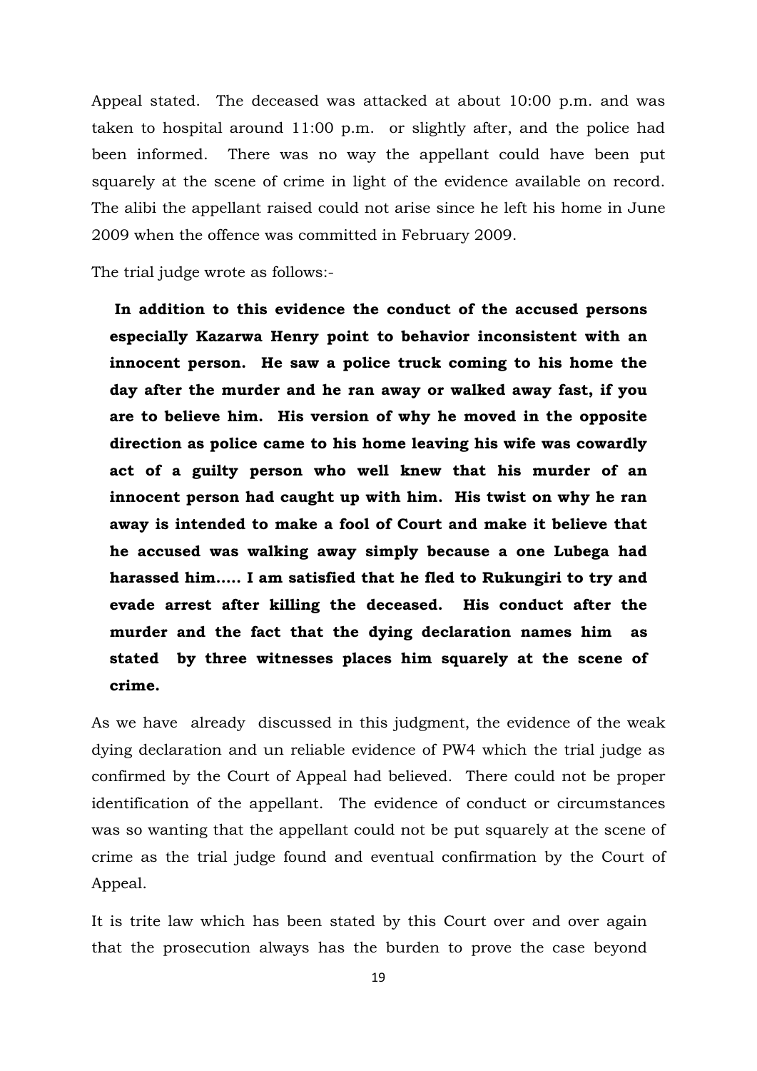Appeal stated. The deceased was attacked at about 10:00 p.m. and was taken to hospital around 11:00 p.m. or slightly after, and the police had been informed. There was no way the appellant could have been put squarely at the scene of crime in light of the evidence available on record. The alibi the appellant raised could not arise since he left his home in June 2009 when the offence was committed in February 2009.

The trial judge wrote as follows:-

> **In addition to this evidence the conduct of the accused persons especially Kazarwa Henry point to behavior inconsistent with an innocent person. He saw a police truck coming to his home the day after the murder and he ran away or walked away fast, if you are to believe him. His version of why he moved in the opposite direction as police came to his home leaving his wife was cowardly act of a guilty person who well knew that his murder of an innocent person had caught up with him. His twist on why he ran away is intended to make a fool of Court and make it believe that he accused was walking away simply because a one Lubega had harassed him….. I am satisfied that he fled to Rukungiri to try and evade arrest after killing the deceased. His conduct after the murder and the fact that the dying declaration names him as stated by three witnesses places him squarely at the scene of crime.**

As we have already discussed in this judgment, the evidence of the weak dying declaration and un reliable evidence of PW4 which the trial judge as confirmed by the Court of Appeal had believed. There could not be proper identification of the appellant. The evidence of conduct or circumstances was so wanting that the appellant could not be put squarely at the scene of crime as the trial judge found and eventual confirmation by the Court of Appeal.

It is trite law which has been stated by this Court over and over again that the prosecution always has the burden to prove the case beyond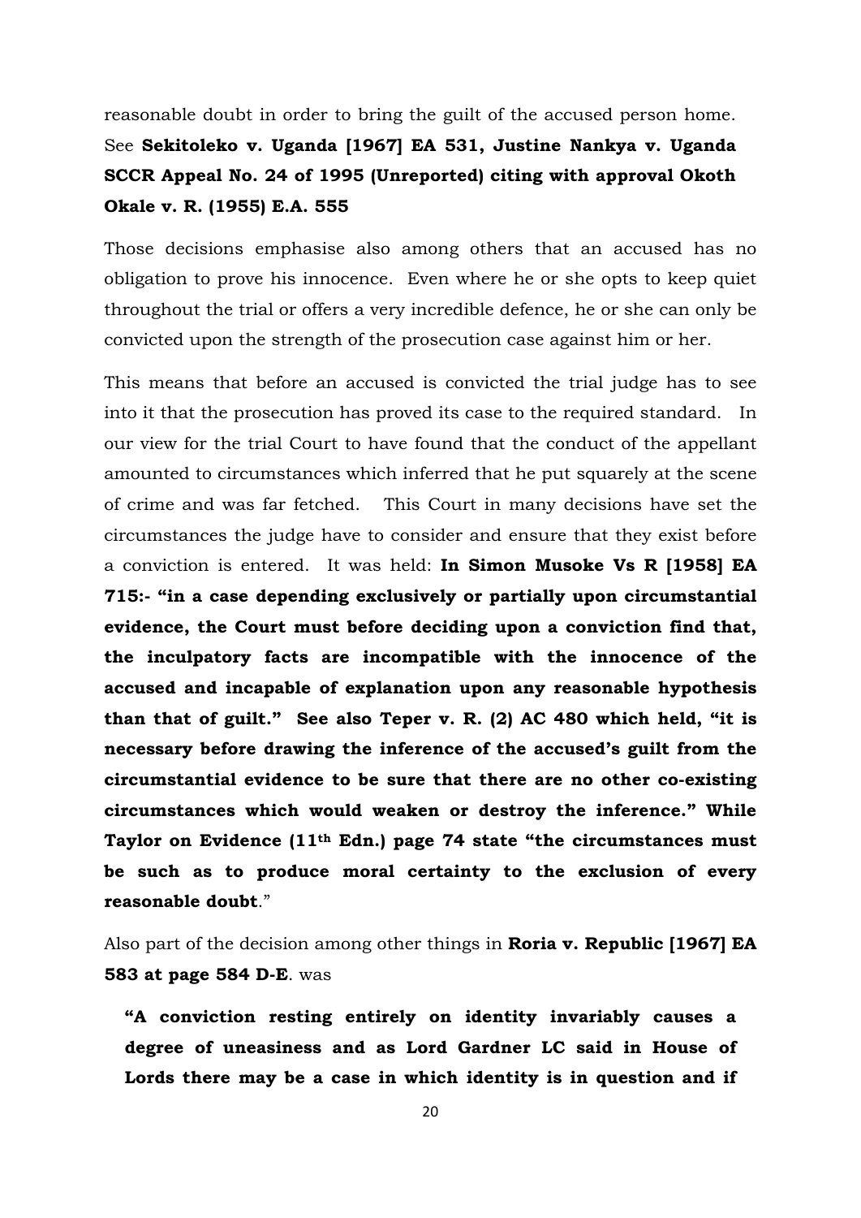reasonable doubt in order to bring the guilt of the accused person home. See **Sekitoleko v. Uganda [1967] EA 531, Justine Nankya v. Uganda SCCR Appeal No. 24 of 1995 (Unreported) citing with approval Okoth Okale v. R. (1955) E.A. 555**

Those decisions emphasise also among others that an accused has no obligation to prove his innocence. Even where he or she opts to keep quiet throughout the trial or offers a very incredible defence, he or she can only be convicted upon the strength of the prosecution case against him or her.

This means that before an accused is convicted the trial judge has to see into it that the prosecution has proved its case to the required standard. In our view for the trial Court to have found that the conduct of the appellant amounted to circumstances which inferred that he put squarely at the scene of crime and was far fetched. This Court in many decisions have set the circumstances the judge have to consider and ensure that they exist before a conviction is entered. It was held: **In Simon Musoke Vs R [1958] EA 715:- "in a case depending exclusively or partially upon circumstantial evidence, the Court must before deciding upon a conviction find that, the inculpatory facts are incompatible with the innocence of the accused and incapable of explanation upon any reasonable hypothesis than that of guilt." See also Teper v. R. (2) AC 480 which held, "it is necessary before drawing the inference of the accused's guilt from the circumstantial evidence to be sure that there are no other co-existing circumstances which would weaken or destroy the inference." While Taylor on Evidence (11th Edn.) page 74 state "the circumstances must be such as to produce moral certainty to the exclusion of every reasonable doubt**."

Also part of the decision among other things in **Roria v. Republic [1967] EA 583 at page 584 D-E**. was

> **"A conviction resting entirely on identity invariably causes a degree of uneasiness and as Lord Gardner LC said in House of Lords there may be a case in which identity is in question and if**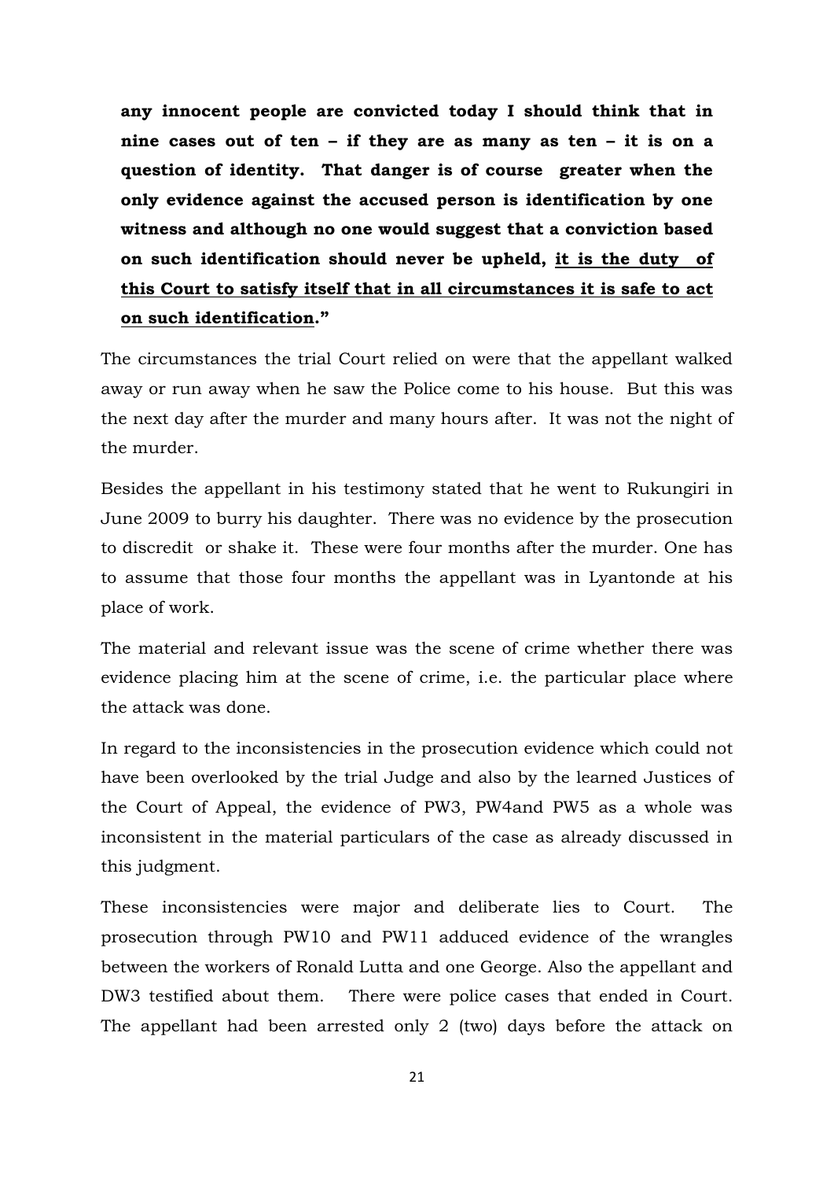**any innocent people are convicted today I should think that in nine cases out of ten – if they are as many as ten – it is on a question of identity. That danger is of course greater when the only evidence against the accused person is identification by one witness and although no one would suggest that a conviction based on such identification should never be upheld, <u>it is the duty of this Court to satisfy itself that in all circumstances it is safe to act on such identification</u>."**

The circumstances the trial Court relied on were that the appellant walked away or run away when he saw the Police come to his house. But this was the next day after the murder and many hours after. It was not the night of the murder.

Besides the appellant in his testimony stated that he went to Rukungiri in June 2009 to burry his daughter. There was no evidence by the prosecution to discredit or shake it. These were four months after the murder. One has to assume that those four months the appellant was in Lyantonde at his place of work.

The material and relevant issue was the scene of crime whether there was evidence placing him at the scene of crime, i.e. the particular place where the attack was done.

In regard to the inconsistencies in the prosecution evidence which could not have been overlooked by the trial Judge and also by the learned Justices of the Court of Appeal, the evidence of PW3, PW4and PW5 as a whole was inconsistent in the material particulars of the case as already discussed in this judgment.

These inconsistencies were major and deliberate lies to Court. The prosecution through PW10 and PW11 adduced evidence of the wrangles between the workers of Ronald Lutta and one George. Also the appellant and DW3 testified about them. There were police cases that ended in Court. The appellant had been arrested only 2 (two) days before the attack on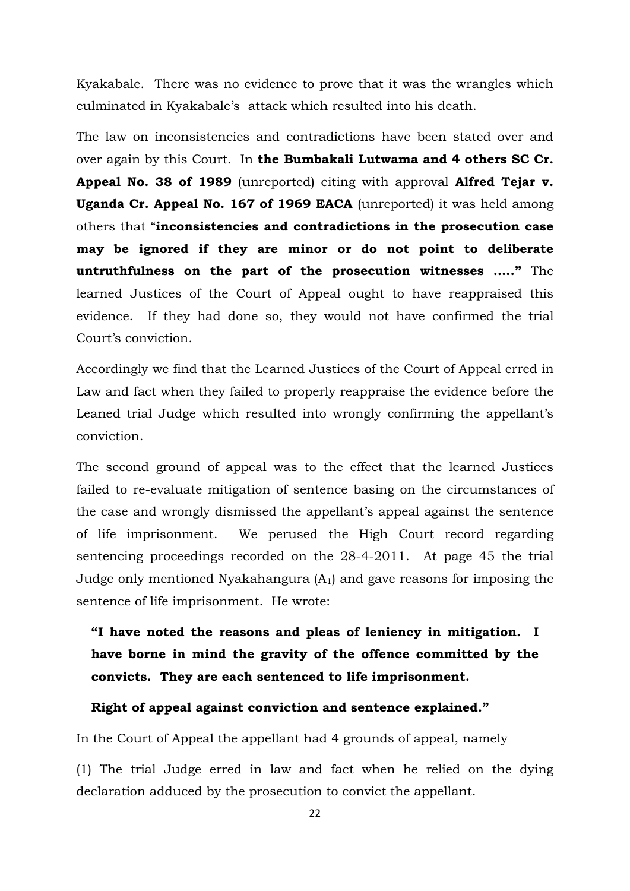Kyakabale. There was no evidence to prove that it was the wrangles which culminated in Kyakabale's attack which resulted into his death.

The law on inconsistencies and contradictions have been stated over and over again by this Court. In **the Bumbakali Lutwama and 4 others SC Cr. Appeal No. 38 of 1989** (unreported) citing with approval **Alfred Tejar v. Uganda Cr. Appeal No. 167 of 1969 EACA** (unreported) it was held among others that "**inconsistencies and contradictions in the prosecution case may be ignored if they are minor or do not point to deliberate untruthfulness on the part of the prosecution witnesses …..**" The learned Justices of the Court of Appeal ought to have reappraised this evidence. If they had done so, they would not have confirmed the trial Court's conviction.

Accordingly we find that the Learned Justices of the Court of Appeal erred in Law and fact when they failed to properly reappraise the evidence before the Leaned trial Judge which resulted into wrongly confirming the appellant's conviction.

The second ground of appeal was to the effect that the learned Justices failed to re-evaluate mitigation of sentence basing on the circumstances of the case and wrongly dismissed the appellant's appeal against the sentence of life imprisonment. We perused the High Court record regarding sentencing proceedings recorded on the 28-4-2011. At page 45 the trial Judge only mentioned Nyakahangura ($A_1$) and gave reasons for imposing the sentence of life imprisonment. He wrote:

> **"I have noted the reasons and pleas of leniency in mitigation. I have borne in mind the gravity of the offence committed by the convicts. They are each sentenced to life imprisonment.**
>
> **Right of appeal against conviction and sentence explained."**

In the Court of Appeal the appellant had 4 grounds of appeal, namely

(1) The trial Judge erred in law and fact when he relied on the dying declaration adduced by the prosecution to convict the appellant.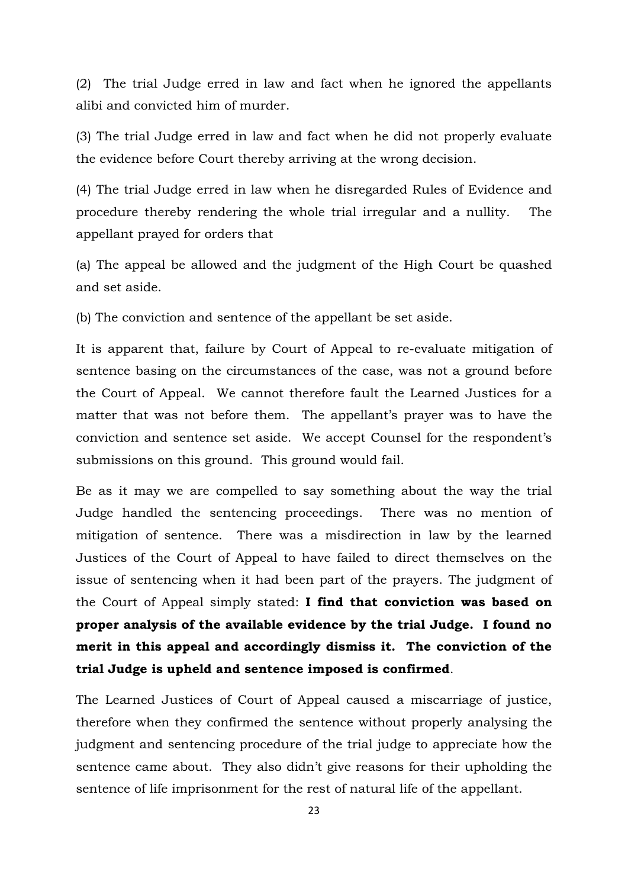(2) The trial Judge erred in law and fact when he ignored the appellants alibi and convicted him of murder.

(3) The trial Judge erred in law and fact when he did not properly evaluate the evidence before Court thereby arriving at the wrong decision.

(4) The trial Judge erred in law when he disregarded Rules of Evidence and procedure thereby rendering the whole trial irregular and a nullity. The appellant prayed for orders that

(a) The appeal be allowed and the judgment of the High Court be quashed and set aside.

(b) The conviction and sentence of the appellant be set aside.

It is apparent that, failure by Court of Appeal to re-evaluate mitigation of sentence basing on the circumstances of the case, was not a ground before the Court of Appeal. We cannot therefore fault the Learned Justices for a matter that was not before them. The appellant's prayer was to have the conviction and sentence set aside. We accept Counsel for the respondent's submissions on this ground. This ground would fail.

Be as it may we are compelled to say something about the way the trial Judge handled the sentencing proceedings. There was no mention of mitigation of sentence. There was a misdirection in law by the learned Justices of the Court of Appeal to have failed to direct themselves on the issue of sentencing when it had been part of the prayers. The judgment of the Court of Appeal simply stated: **I find that conviction was based on proper analysis of the available evidence by the trial Judge. I found no merit in this appeal and accordingly dismiss it. The conviction of the trial Judge is upheld and sentence imposed is confirmed**.

The Learned Justices of Court of Appeal caused a miscarriage of justice, therefore when they confirmed the sentence without properly analysing the judgment and sentencing procedure of the trial judge to appreciate how the sentence came about. They also didn't give reasons for their upholding the sentence of life imprisonment for the rest of natural life of the appellant.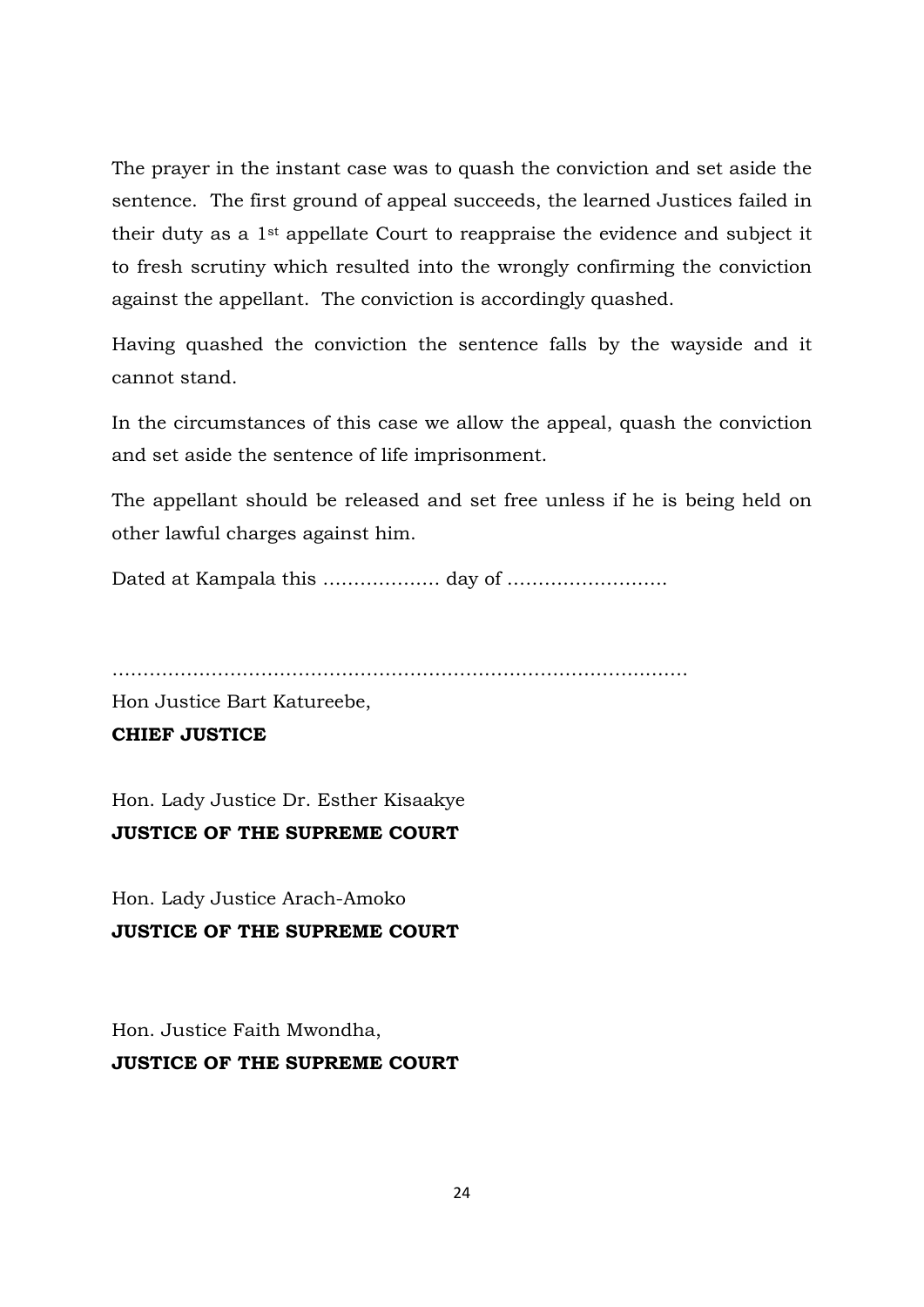The prayer in the instant case was to quash the conviction and set aside the sentence. The first ground of appeal succeeds, the learned Justices failed in their duty as a 1st appellate Court to reappraise the evidence and subject it to fresh scrutiny which resulted into the wrongly confirming the conviction against the appellant. The conviction is accordingly quashed.

Having quashed the conviction the sentence falls by the wayside and it cannot stand.

In the circumstances of this case we allow the appeal, quash the conviction and set aside the sentence of life imprisonment.

The appellant should be released and set free unless if he is being held on other lawful charges against him.

Dated at Kampala this ………………. day of ……………………..

……………………………………………………………………………

Hon Justice Bart Katureebe,

**CHIEF JUSTICE**

Hon. Lady Justice Dr. Esther Kisaakye

**JUSTICE OF THE SUPREME COURT**

Hon. Lady Justice Arach-Amoko

**JUSTICE OF THE SUPREME COURT**

Hon. Justice Faith Mwondha,

**JUSTICE OF THE SUPREME COURT**